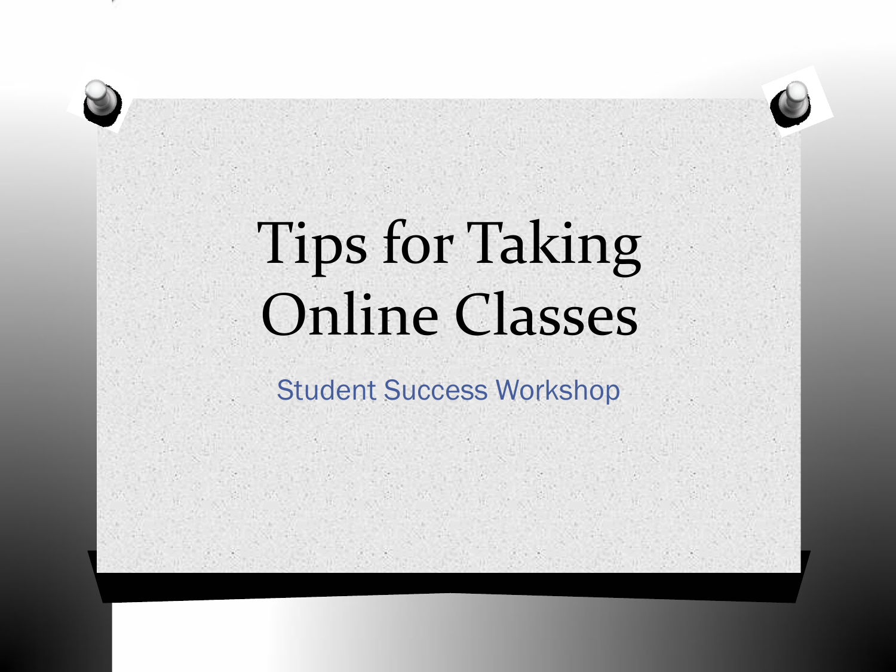# Tips for Taking Online Classes

Student Success Workshop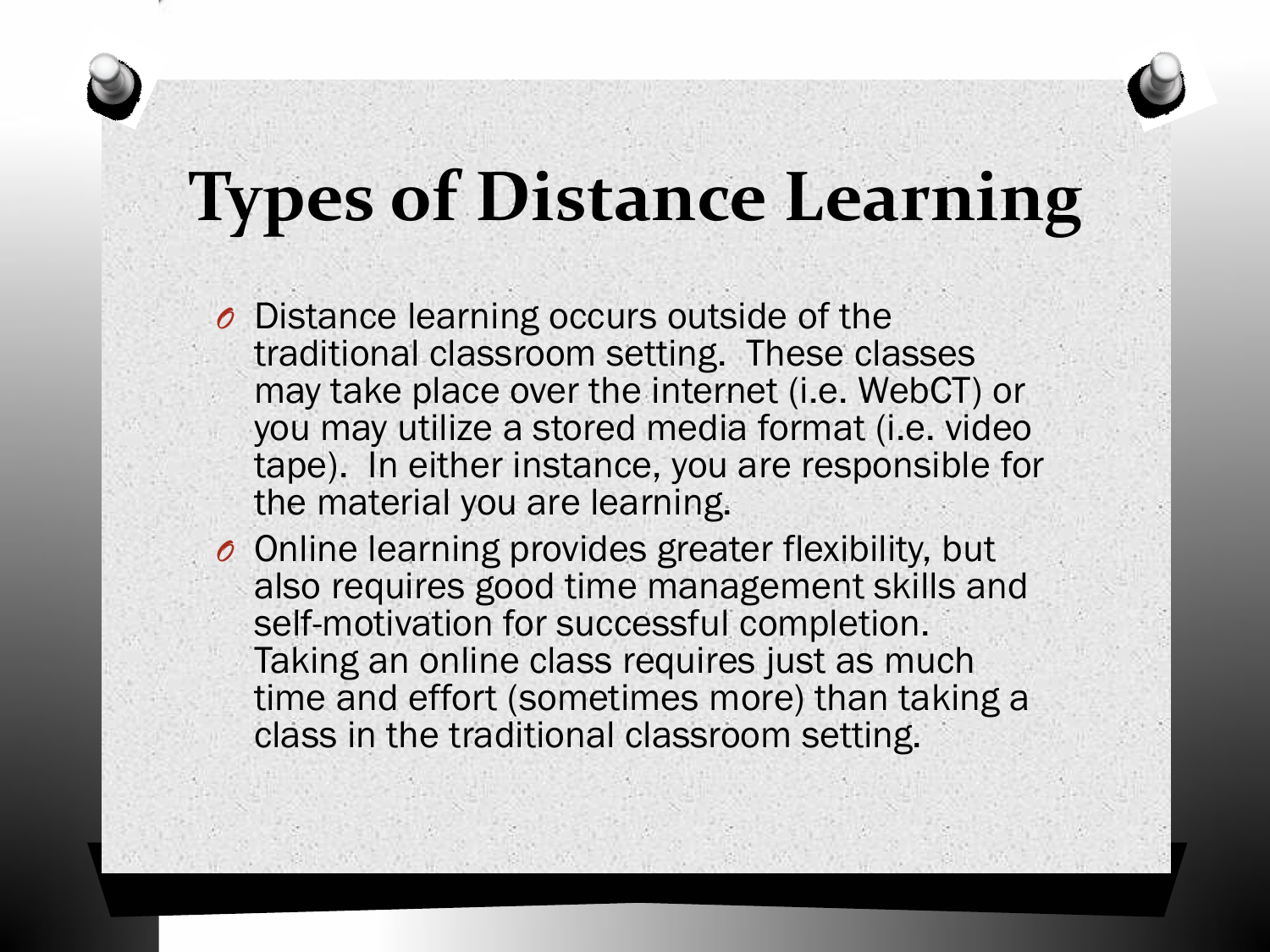# Types of Distance Learning

- Distance learning occurs outside of the traditional classroom setting.  These classes may take place over the internet (i.e. WebCT) or you may utilize a stored media format (i.e. video tape).  In either instance, you are responsible for the material you are learning.
- Online learning provides greater flexibility, but also requires good time management skills and self-motivation for successful completion.  Taking an online class requires just as much time and effort (sometimes more) than taking a class in the traditional classroom setting.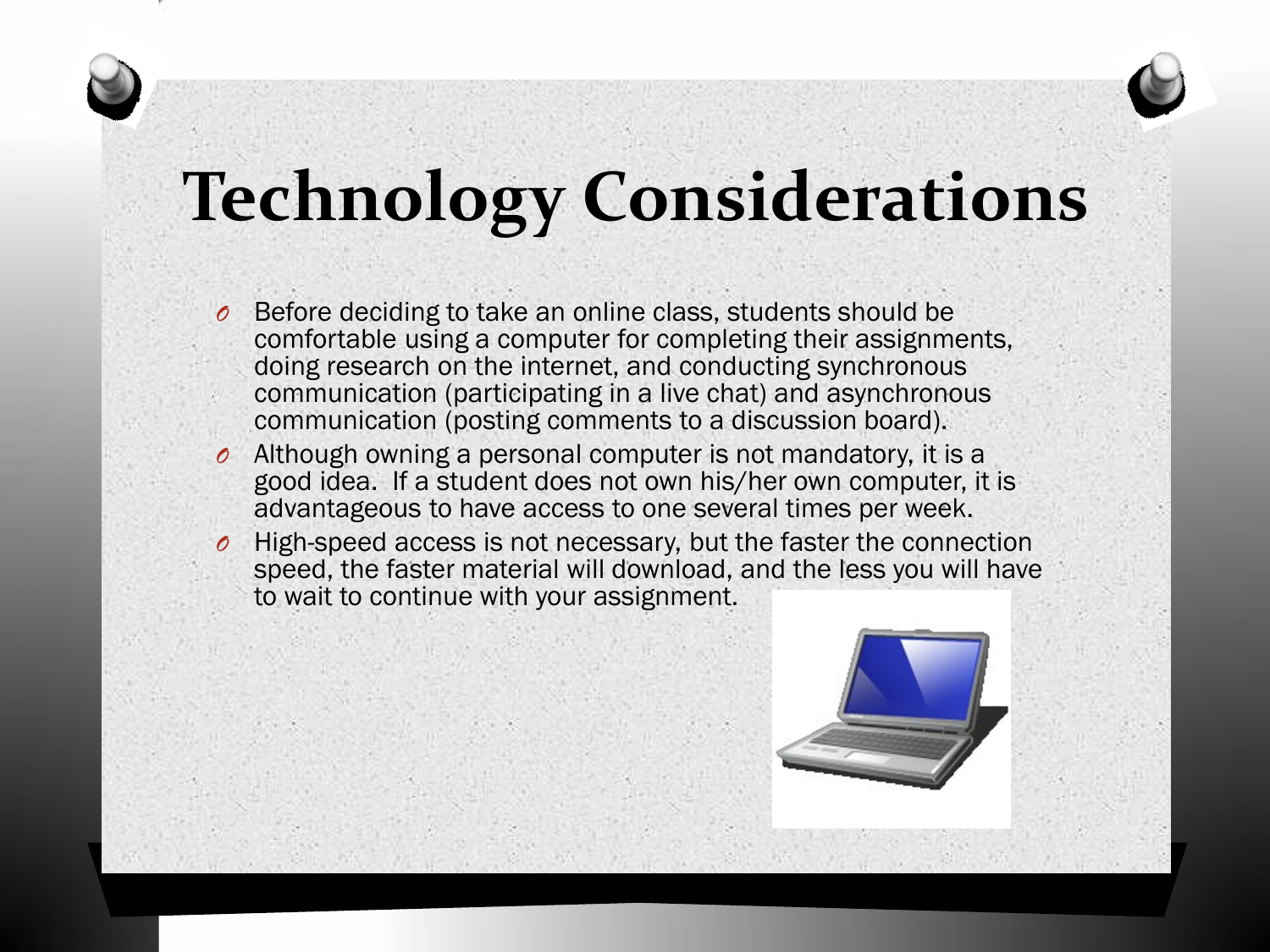# Technology Considerations

- Before deciding to take an online class, students should be comfortable using a computer for completing their assignments, doing research on the internet, and conducting synchronous communication (participating in a live chat) and asynchronous communication (posting comments to a discussion board).
- Although owning a personal computer is not mandatory, it is a good idea. If a student does not own his/her own computer, it is advantageous to have access to one several times per week.
- High-speed access is not necessary, but the faster the connection speed, the faster material will download, and the less you will have to wait to continue with your assignment.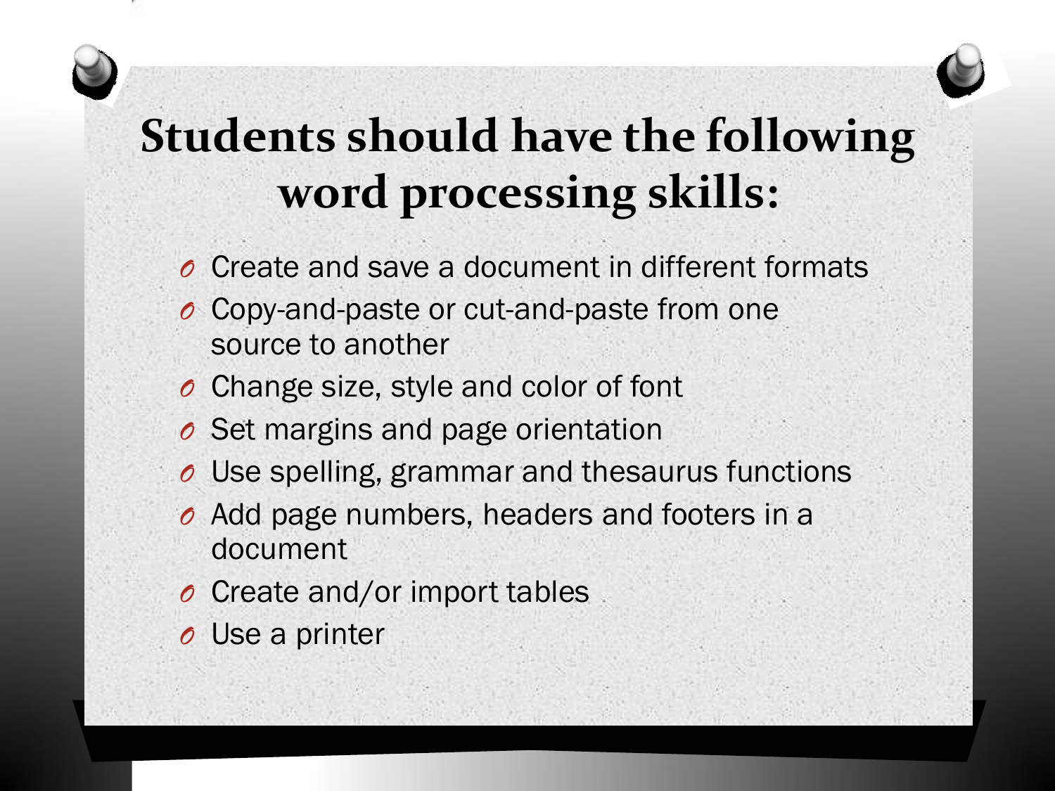# Students should have the following word processing skills:

- Create and save a document in different formats
- Copy-and-paste or cut-and-paste from one source to another
- Change size, style and color of font
- Set margins and page orientation
- Use spelling, grammar and thesaurus functions
- Add page numbers, headers and footers in a document
- Create and/or import tables
- Use a printer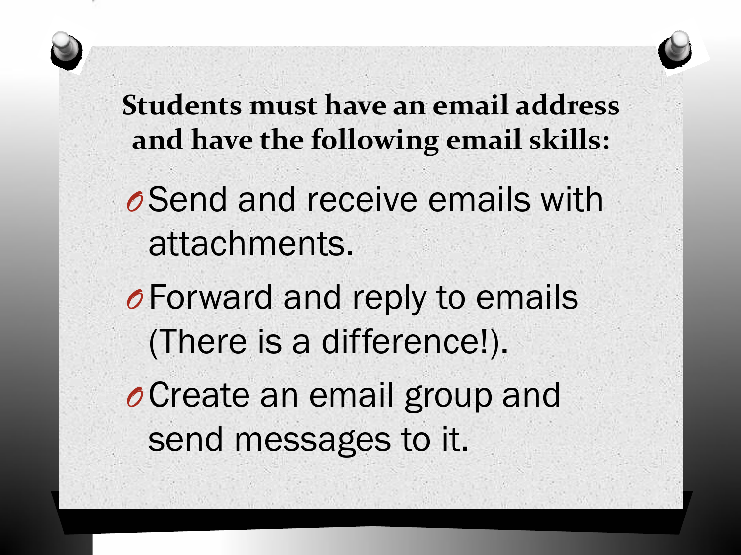**Students must have an email address and have the following email skills:**

- Send and receive emails with attachments.
- Forward and reply to emails (There is a difference!).
- Create an email group and send messages to it.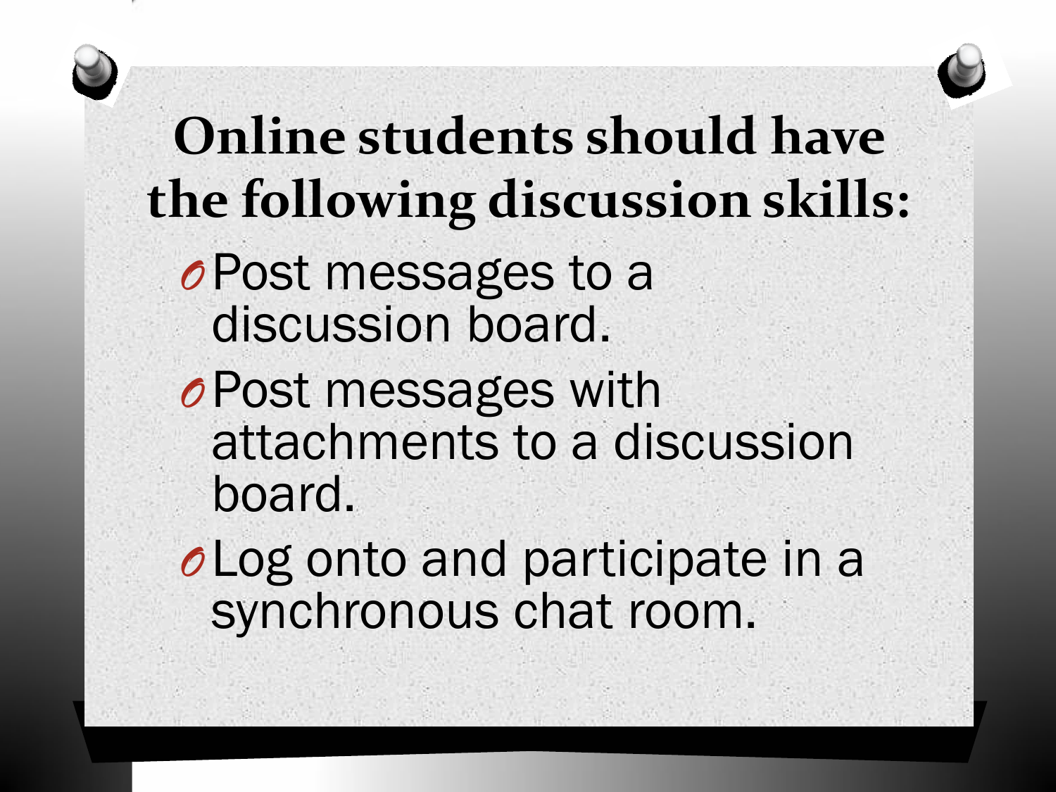## Online students should have the following discussion skills:

- Post messages to a discussion board.
- Post messages with attachments to a discussion board.
- Log onto and participate in a synchronous chat room.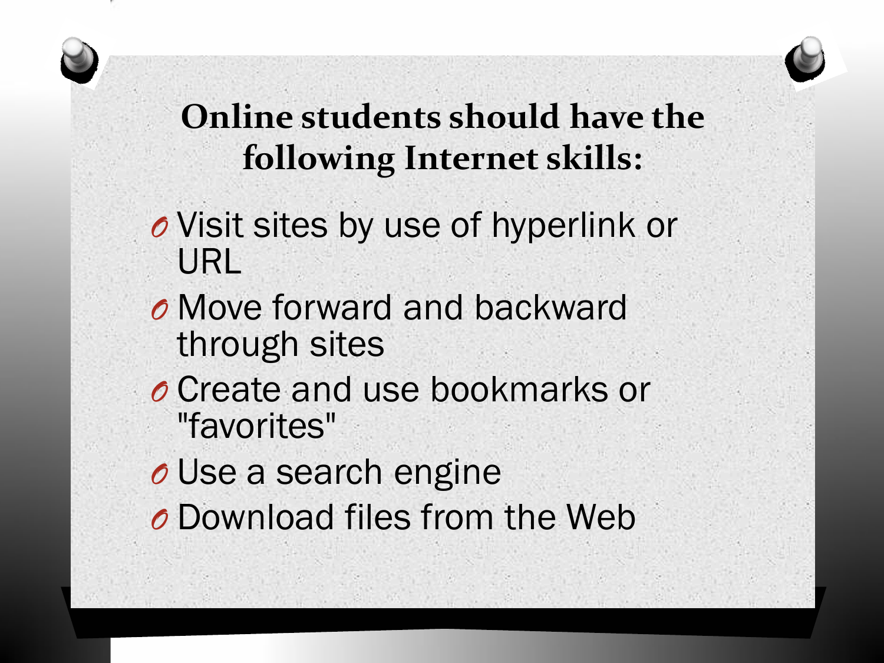## Online students should have the following Internet skills:

- Visit sites by use of hyperlink or URL
- Move forward and backward through sites
- Create and use bookmarks or "favorites"
- Use a search engine
- Download files from the Web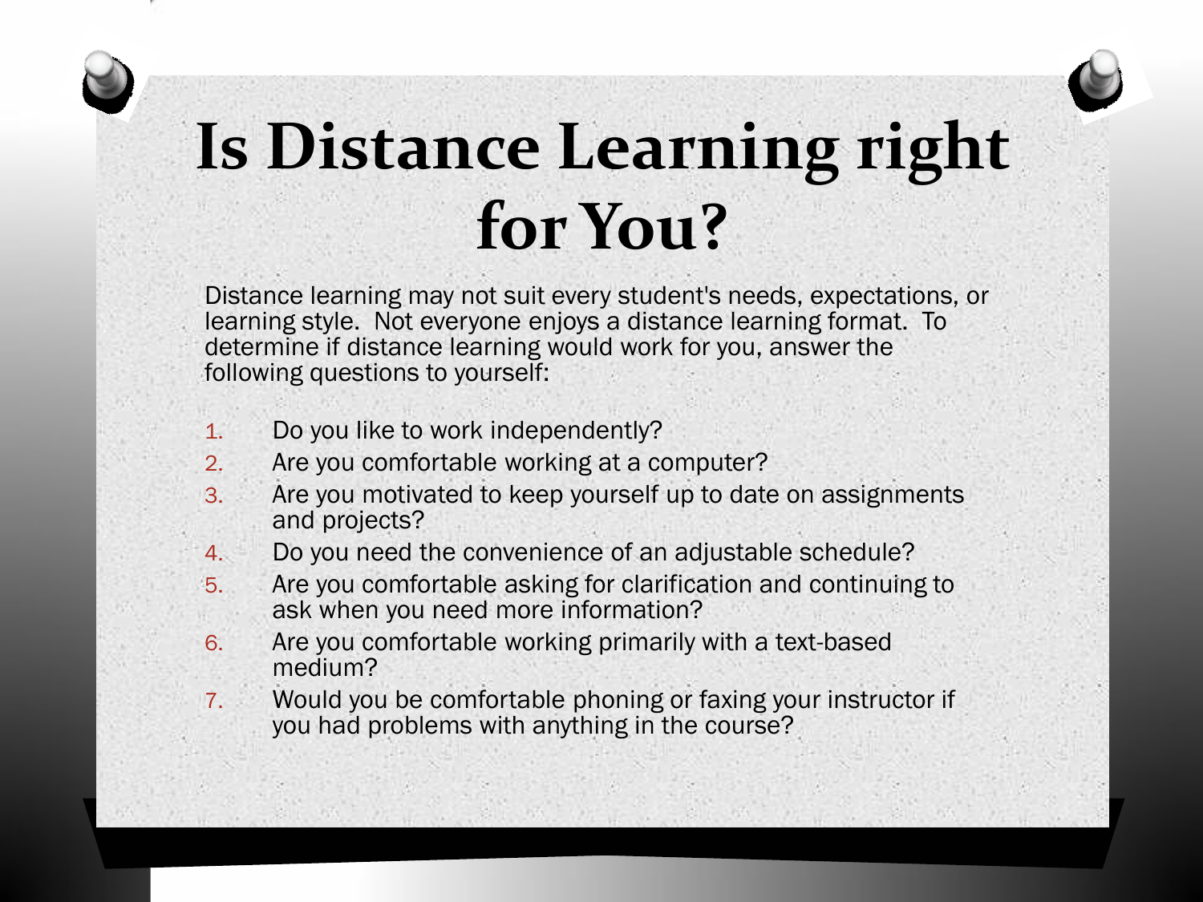# Is Distance Learning right for You?

Distance learning may not suit every student's needs, expectations, or learning style. Not everyone enjoys a distance learning format. To determine if distance learning would work for you, answer the following questions to yourself:

1. Do you like to work independently?
2. Are you comfortable working at a computer?
3. Are you motivated to keep yourself up to date on assignments and projects?
4. Do you need the convenience of an adjustable schedule?
5. Are you comfortable asking for clarification and continuing to ask when you need more information?
6. Are you comfortable working primarily with a text-based medium?
7. Would you be comfortable phoning or faxing your instructor if you had problems with anything in the course?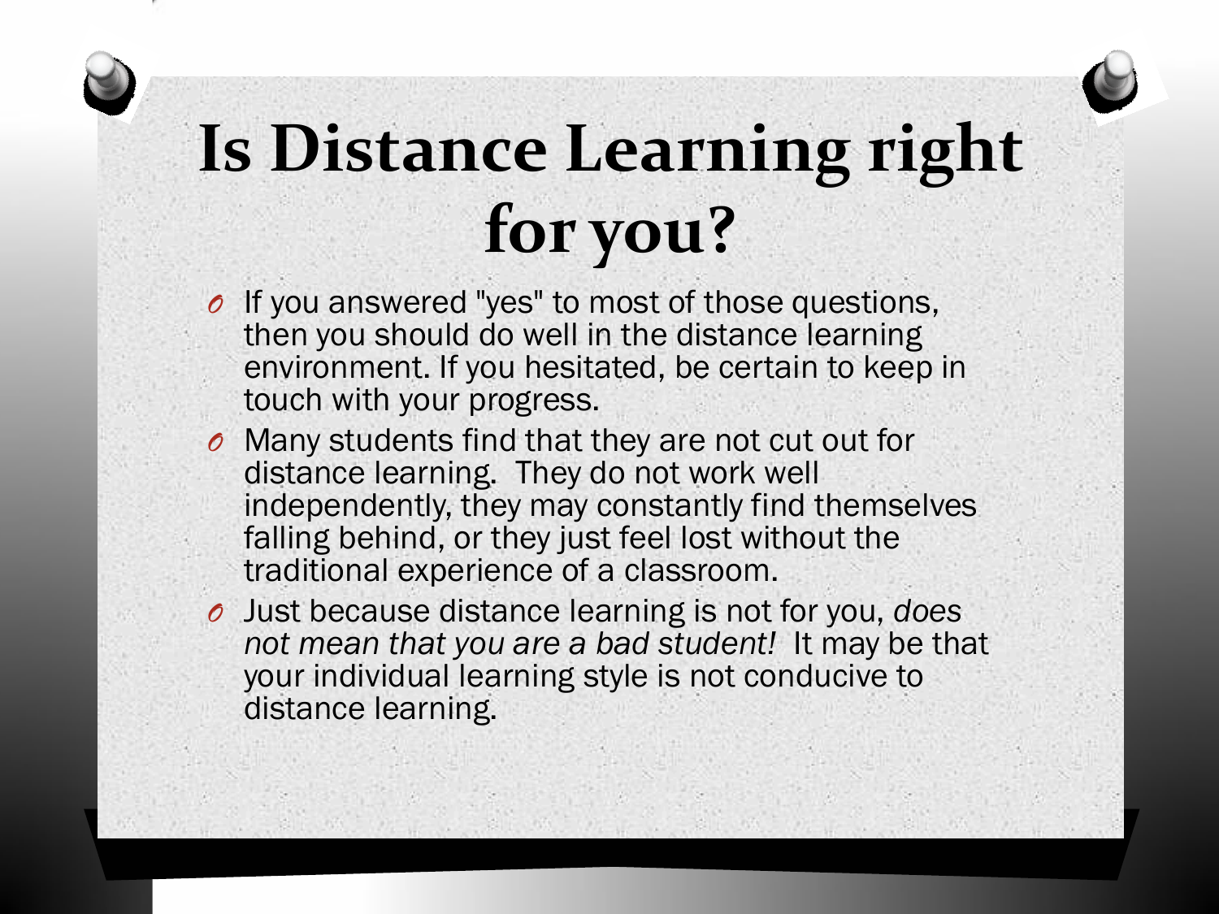# Is Distance Learning right for you?

- If you answered "yes" to most of those questions, then you should do well in the distance learning environment. If you hesitated, be certain to keep in touch with your progress.
- Many students find that they are not cut out for distance learning. They do not work well independently, they may constantly find themselves falling behind, or they just feel lost without the traditional experience of a classroom.
- Just because distance learning is not for you, *does not mean that you are a bad student!* It may be that your individual learning style is not conducive to distance learning.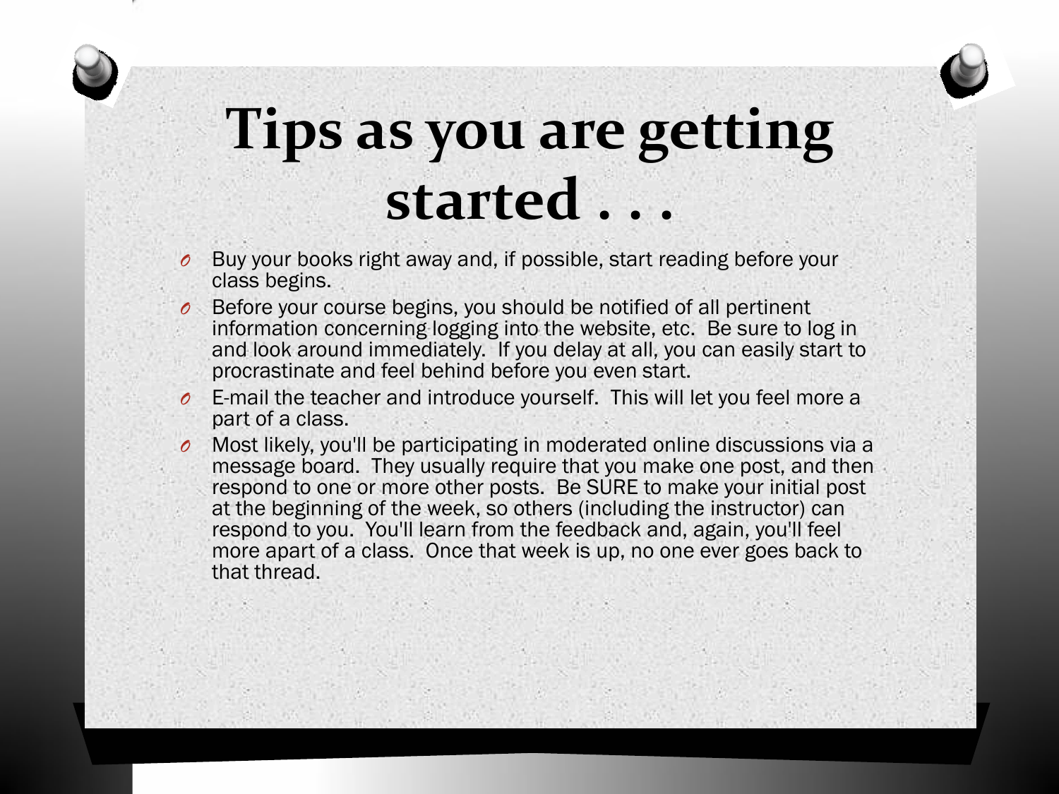# Tips as you are getting started . . .

- Buy your books right away and, if possible, start reading before your class begins.
- Before your course begins, you should be notified of all pertinent information concerning logging into the website, etc. Be sure to log in and look around immediately. If you delay at all, you can easily start to procrastinate and feel behind before you even start.
- E-mail the teacher and introduce yourself. This will let you feel more a part of a class.
- Most likely, you'll be participating in moderated online discussions via a message board. They usually require that you make one post, and then respond to one or more other posts. Be SURE to make your initial post at the beginning of the week, so others (including the instructor) can respond to you. You'll learn from the feedback and, again, you'll feel more apart of a class. Once that week is up, no one ever goes back to that thread.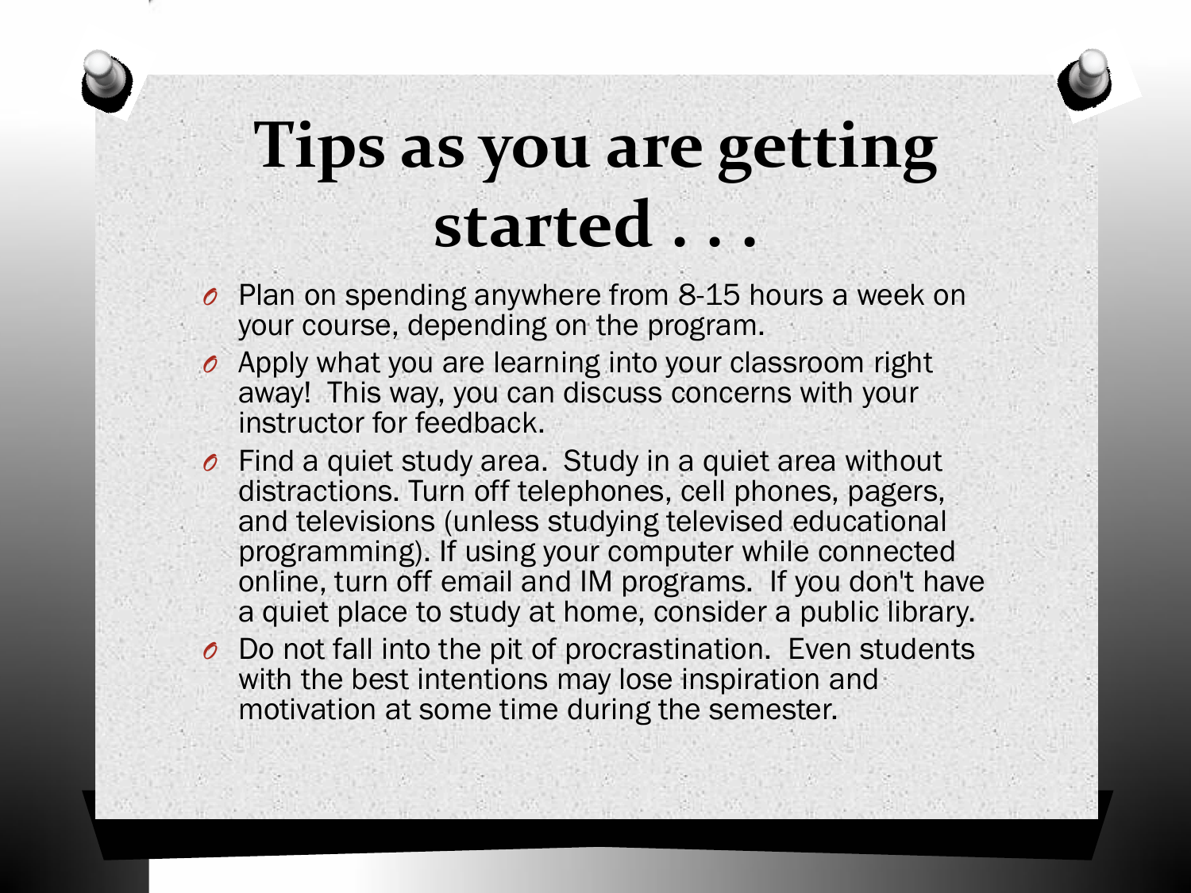# Tips as you are getting started . . .

- Plan on spending anywhere from 8-15 hours a week on your course, depending on the program.
- Apply what you are learning into your classroom right away! This way, you can discuss concerns with your instructor for feedback.
- Find a quiet study area. Study in a quiet area without distractions. Turn off telephones, cell phones, pagers, and televisions (unless studying televised educational programming). If using your computer while connected online, turn off email and IM programs. If you don't have a quiet place to study at home, consider a public library.
- Do not fall into the pit of procrastination. Even students with the best intentions may lose inspiration and motivation at some time during the semester.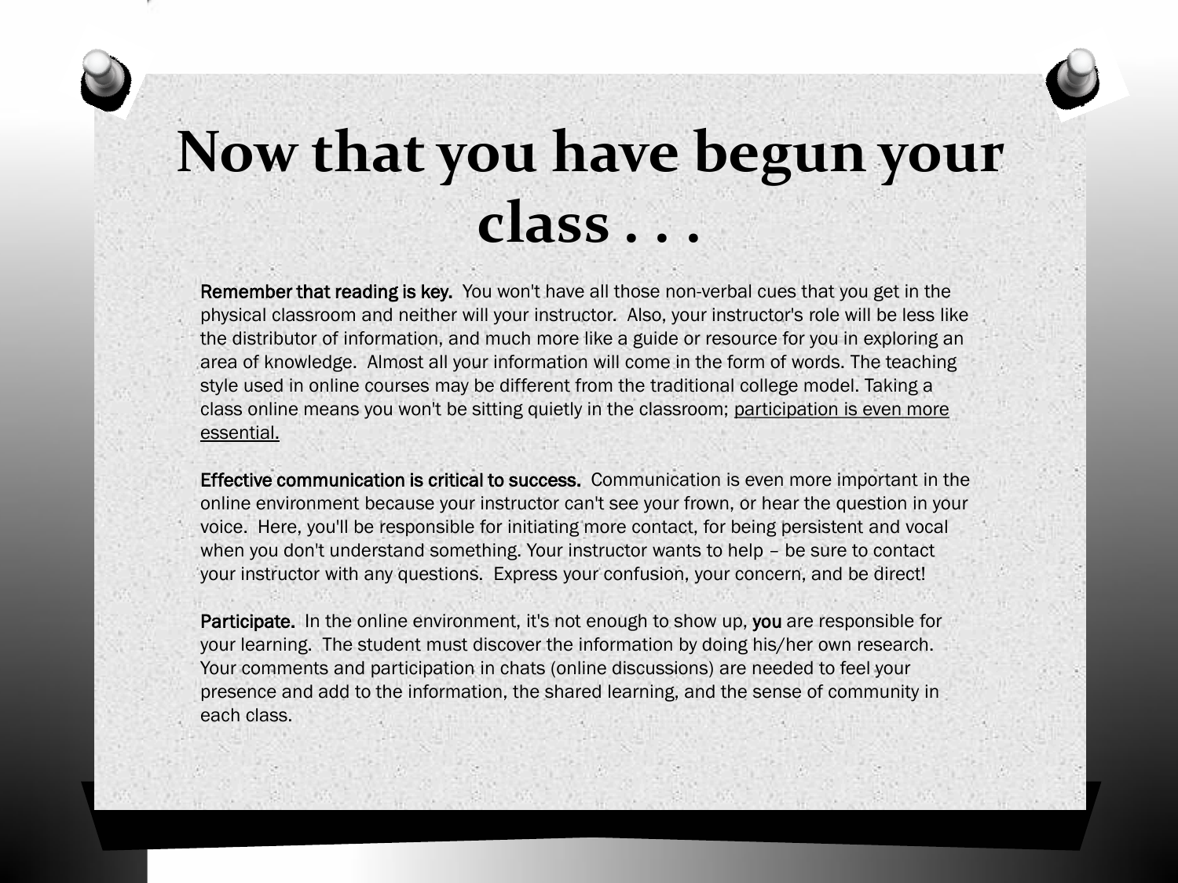# Now that you have begun your class . . .

**Remember that reading is key.** You won't have all those non-verbal cues that you get in the physical classroom and neither will your instructor. Also, your instructor's role will be less like the distributor of information, and much more like a guide or resource for you in exploring an area of knowledge. Almost all your information will come in the form of words. The teaching style used in online courses may be different from the traditional college model. Taking a class online means you won't be sitting quietly in the classroom; participation is even more essential.

**Effective communication is critical to success.** Communication is even more important in the online environment because your instructor can't see your frown, or hear the question in your voice. Here, you'll be responsible for initiating more contact, for being persistent and vocal when you don't understand something. Your instructor wants to help – be sure to contact your instructor with any questions. Express your confusion, your concern, and be direct!

**Participate.** In the online environment, it's not enough to show up, **you** are responsible for your learning. The student must discover the information by doing his/her own research. Your comments and participation in chats (online discussions) are needed to feel your presence and add to the information, the shared learning, and the sense of community in each class.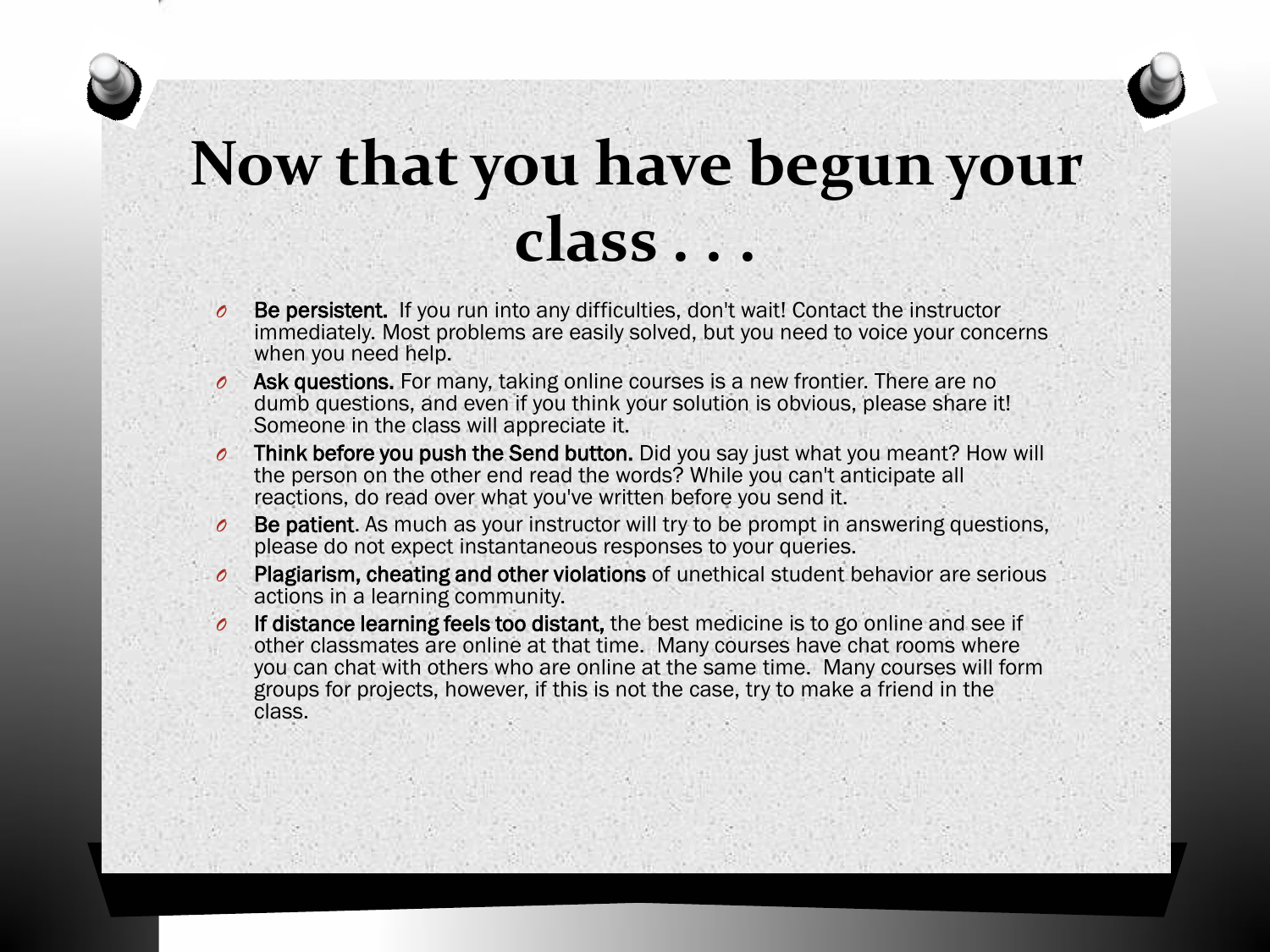# Now that you have begun your class . . .

- **Be persistent.** If you run into any difficulties, don't wait! Contact the instructor immediately. Most problems are easily solved, but you need to voice your concerns when you need help.
- **Ask questions.** For many, taking online courses is a new frontier. There are no dumb questions, and even if you think your solution is obvious, please share it! Someone in the class will appreciate it.
- **Think before you push the Send button.** Did you say just what you meant? How will the person on the other end read the words? While you can't anticipate all reactions, do read over what you've written before you send it.
- **Be patient**. As much as your instructor will try to be prompt in answering questions, please do not expect instantaneous responses to your queries.
- **Plagiarism, cheating and other violations** of unethical student behavior are serious actions in a learning community.
- **If distance learning feels too distant,** the best medicine is to go online and see if other classmates are online at that time. Many courses have chat rooms where you can chat with others who are online at the same time. Many courses will form groups for projects, however, if this is not the case, try to make a friend in the class.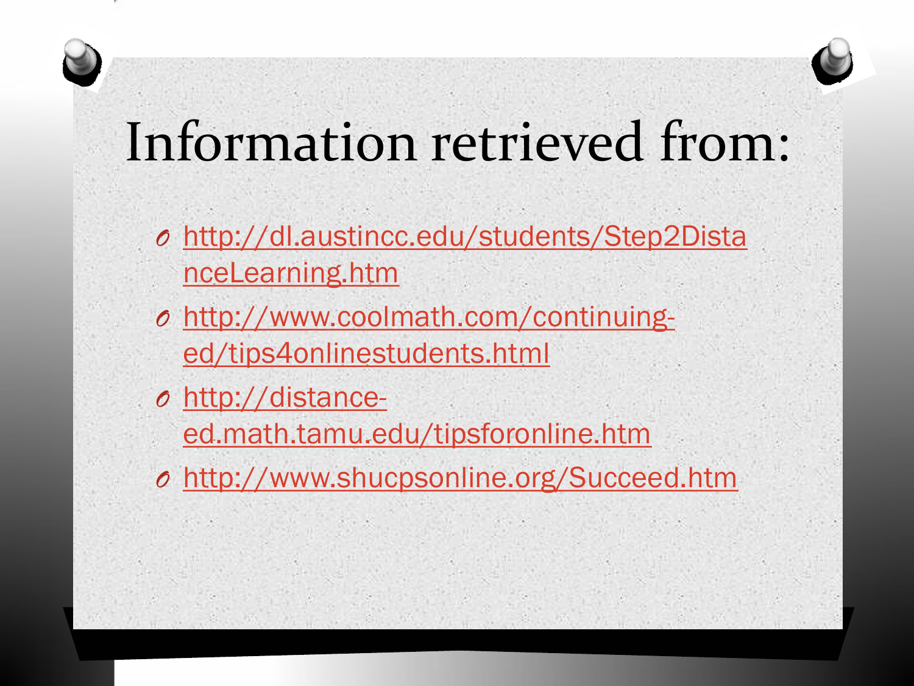# Information retrieved from:

- http://dl.austincc.edu/students/Step2DistanceLearning.htm
- http://www.coolmath.com/continuing-ed/tips4onlinestudents.html
- http://distance-ed.math.tamu.edu/tipsforonline.htm
- http://www.shucpsonline.org/Succeed.htm